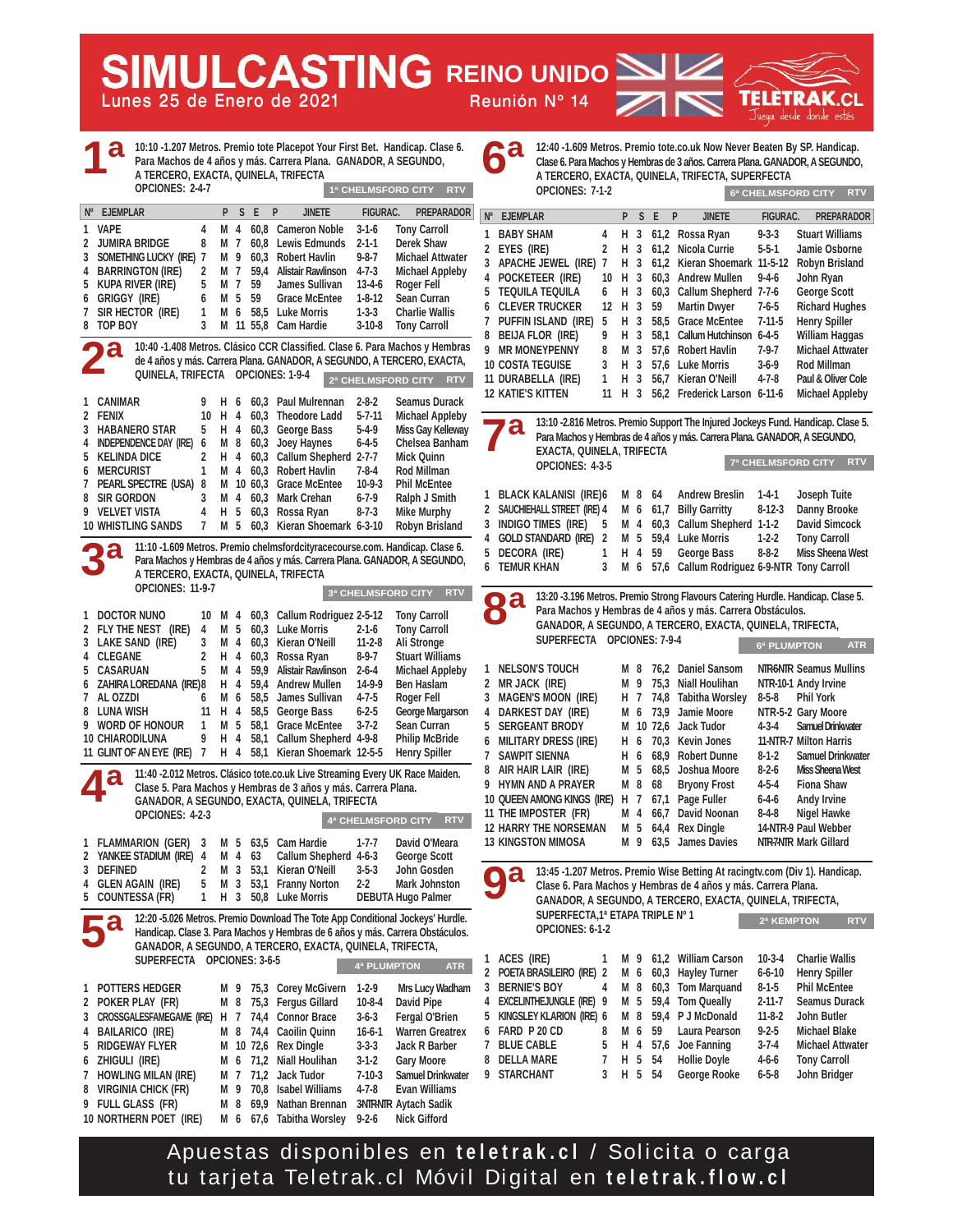# SIMULCASTING REINO UNIDO

Lunes 25 de Enero de 2021 — Reunión Nº 14

TELETRAK.CL — Juega desde donde estés

## 1ª

10:10 -1.207 Metros. Premio tote Placepot Your First Bet. Handicap. Clase 6. Para Machos de 4 años y más. Carrera Plana. GANADOR, A SEGUNDO, A TERCERO, EXACTA, QUINELA, TRIFECTA

OPCIONES: 2-4-7

1ª CHELMSFORD CITY — RTV

| Nº | EJEMPLAR | P | S | E | P | JINETE | FIGURAC. | PREPARADOR |
|---|---|---|---|---|---|---|---|---|
| 1 | VAPE | 4 | M | 4 | 60,8 | Cameron Noble | 3-1-6 | Tony Carroll |
| 2 | JUMIRA BRIDGE | 8 | M | 7 | 60,8 | Lewis Edmunds | 2-1-1 | Derek Shaw |
| 3 | SOMETHING LUCKY (IRE) | 7 | M | 9 | 60,3 | Robert Havlin | 9-8-7 | Michael Attwater |
| 4 | BARRINGTON (IRE) | 2 | M | 7 | 59,4 | Alistair Rawlinson | 4-7-3 | Michael Appleby |
| 5 | KUPA RIVER (IRE) | 5 | M | 7 | 59 | James Sullivan | 13-4-6 | Roger Fell |
| 6 | GRIGGY (IRE) | 6 | M | 5 | 59 | Grace McEntee | 1-8-12 | Sean Curran |
| 7 | SIR HECTOR (IRE) | 1 | M | 6 | 58,5 | Luke Morris | 1-3-3 | Charlie Wallis |
| 8 | TOP BOY | 3 | M | 11 | 55,8 | Cam Hardie | 3-10-8 | Tony Carroll |

## 2ª

10:40 -1.408 Metros. Clásico CCR Classified. Clase 6. Para Machos y Hembras de 4 años y más. Carrera Plana. GANADOR, A SEGUNDO, A TERCERO, EXACTA, QUINELA, TRIFECTA

OPCIONES: 1-9-4

2ª CHELMSFORD CITY — RTV

| Nº | EJEMPLAR | P | S | E | P | JINETE | FIGURAC. | PREPARADOR |
|---|---|---|---|---|---|---|---|---|
| 1 | CANIMAR | 9 | H | 6 | 60,3 | Paul Mulrennan | 2-8-2 | Seamus Durack |
| 2 | FENIX | 10 | H | 4 | 60,3 | Theodore Ladd | 5-7-11 | Michael Appleby |
| 3 | HABANERO STAR | 5 | H | 4 | 60,3 | George Bass | 5-4-9 | Miss Gay Kelleway |
| 4 | INDEPENDENCE DAY (IRE) | 6 | M | 8 | 60,3 | Joey Haynes | 6-4-5 | Chelsea Banham |
| 5 | KELINDA DICE | 2 | H | 4 | 60,3 | Callum Shepherd | 2-7-7 | Mick Quinn |
| 6 | MERCURIST | 1 | M | 4 | 60,3 | Robert Havlin | 7-8-4 | Rod Millman |
| 7 | PEARL SPECTRE (USA) | 8 | M | 10 | 60,3 | Grace McEntee | 10-9-3 | Phil McEntee |
| 8 | SIR GORDON | 3 | M | 4 | 60,3 | Mark Crehan | 6-7-9 | Ralph J Smith |
| 9 | VELVET VISTA | 4 | H | 5 | 60,3 | Rossa Ryan | 8-7-3 | Mike Murphy |
| 10 | WHISTLING SANDS | 7 | M | 5 | 60,3 | Kieran Shoemark | 6-3-10 | Robyn Brisland |

## 3ª

11:10 -1.609 Metros. Premio chelmsfordcityracecourse.com. Handicap. Clase 6. Para Machos y Hembras de 4 años y más. Carrera Plana. GANADOR, A SEGUNDO, A TERCERO, EXACTA, QUINELA, TRIFECTA

OPCIONES: 11-9-7

3ª CHELMSFORD CITY — RTV

| Nº | EJEMPLAR | P | S | E | P | JINETE | FIGURAC. | PREPARADOR |
|---|---|---|---|---|---|---|---|---|
| 1 | DOCTOR NUNO | 10 | M | 4 | 60,3 | Callum Rodriguez | 2-5-12 | Tony Carroll |
| 2 | FLY THE NEST (IRE) | 4 | M | 5 | 60,3 | Luke Morris | 2-1-6 | Tony Carroll |
| 3 | LAKE SAND (IRE) | 3 | M | 4 | 60,3 | Kieran O'Neill | 11-2-8 | Ali Stronge |
| 4 | CLEGANE | 2 | H | 4 | 60,3 | Rossa Ryan | 8-9-7 | Stuart Williams |
| 5 | CASARUAN | 5 | M | 4 | 59,9 | Alistair Rawlinson | 2-6-4 | Michael Appleby |
| 6 | ZAHIRA LOREDANA (IRE) | 8 | H | 4 | 59,4 | Andrew Mullen | 14-9-9 | Ben Haslam |
| 7 | AL OZZDI | 6 | M | 6 | 58,5 | James Sullivan | 4-7-5 | Roger Fell |
| 8 | LUNA WISH | 11 | H | 4 | 58,5 | George Bass | 6-2-5 | George Margarson |
| 9 | WORD OF HONOUR | 1 | M | 5 | 58,1 | Grace McEntee | 3-7-2 | Sean Curran |
| 10 | CHIARODILUNA | 9 | H | 4 | 58,1 | Callum Shepherd | 4-9-8 | Philip McBride |
| 11 | GLINT OF AN EYE (IRE) | 7 | H | 4 | 58,1 | Kieran Shoemark | 12-5-5 | Henry Spiller |

## 4ª

11:40 -2.012 Metros. Clásico tote.co.uk Live Streaming Every UK Race Maiden. Clase 5. Para Machos y Hembras de 3 años y más. Carrera Plana. GANADOR, A SEGUNDO, EXACTA, QUINELA, TRIFECTA

OPCIONES: 4-2-3

4ª CHELMSFORD CITY — RTV

| Nº | EJEMPLAR | P | S | E | P | JINETE | FIGURAC. | PREPARADOR |
|---|---|---|---|---|---|---|---|---|
| 1 | FLAMMARION (GER) | 3 | M | 5 | 63,5 | Cam Hardie | 1-7-7 | David O'Meara |
| 2 | YANKEE STADIUM (IRE) | 4 | M | 4 | 63 | Callum Shepherd | 4-6-3 | George Scott |
| 3 | DEFINED | 2 | M | 3 | 53,1 | Kieran O'Neill | 3-5-3 | John Gosden |
| 4 | GLEN AGAIN (IRE) | 5 | M | 3 | 53,1 | Franny Norton | 2-2 | Mark Johnston |
| 5 | COUNTESSA (FR) | 1 | H | 3 | 50,8 | Luke Morris | DEBUTA | Hugo Palmer |

## 5ª

12:20 -5.026 Metros. Premio Download The Tote App Conditional Jockeys' Hurdle. Handicap. Clase 3. Para Machos y Hembras de 6 años y más. Carrera Obstáculos. GANADOR, A SEGUNDO, A TERCERO, EXACTA, QUINELA, TRIFECTA, SUPERFECTA

OPCIONES: 3-6-5

4ª PLUMPTON — ATR

| Nº | EJEMPLAR | S | E | P | JINETE | FIGURAC. | PREPARADOR |
|---|---|---|---|---|---|---|---|
| 1 | POTTERS HEDGER | M | 9 | 75,3 | Corey McGivern | 1-2-9 | Mrs Lucy Wadham |
| 2 | POKER PLAY (FR) | M | 8 | 75,3 | Fergus Gillard | 10-8-4 | David Pipe |
| 3 | CROSSGALESFAMEGAME (IRE) | H | 7 | 74,4 | Connor Brace | 3-6-3 | Fergal O'Brien |
| 4 | BAILARICO (IRE) | M | 8 | 74,4 | Caoilin Quinn | 16-6-1 | Warren Greatrex |
| 5 | RIDGEWAY FLYER | M | 10 | 72,6 | Rex Dingle | 3-3-3 | Jack R Barber |
| 6 | ZHIGULI (IRE) | M | 6 | 71,2 | Niall Houlihan | 3-1-2 | Gary Moore |
| 7 | HOWLING MILAN (IRE) | M | 7 | 71,2 | Jack Tudor | 7-10-3 | Samuel Drinkwater |
| 8 | VIRGINIA CHICK (FR) | M | 9 | 70,8 | Isabel Williams | 4-7-8 | Evan Williams |
| 9 | FULL GLASS (FR) | M | 8 | 69,9 | Nathan Brennan | 3NTR-NTR | Aytach Sadik |
| 10 | NORTHERN POET (IRE) | M | 6 | 67,6 | Tabitha Worsley | 9-2-6 | Nick Gifford |

## 6ª

12:40 -1.609 Metros. Premio tote.co.uk Now Never Beaten By SP. Handicap. Clase 6. Para Machos y Hembras de 3 años. Carrera Plana. GANADOR, A SEGUNDO, A TERCERO, EXACTA, QUINELA, TRIFECTA, SUPERFECTA

OPCIONES: 7-1-2

6ª CHELMSFORD CITY — RTV

| Nº | EJEMPLAR | P | S | E | P | JINETE | FIGURAC. | PREPARADOR |
|---|---|---|---|---|---|---|---|---|
| 1 | BABY SHAM | 4 | H | 3 | 61,2 | Rossa Ryan | 9-3-3 | Stuart Williams |
| 2 | EYES (IRE) | 2 | H | 3 | 61,2 | Nicola Currie | 5-5-1 | Jamie Osborne |
| 3 | APACHE JEWEL (IRE) | 7 | H | 3 | 61,2 | Kieran Shoemark | 11-5-12 | Robyn Brisland |
| 4 | POCKETEER (IRE) | 10 | H | 3 | 60,3 | Andrew Mullen | 9-4-6 | John Ryan |
| 5 | TEQUILA TEQUILA | 6 | H | 3 | 60,3 | Callum Shepherd | 7-7-6 | George Scott |
| 6 | CLEVER TRUCKER | 12 | H | 3 | 59 | Martin Dwyer | 7-6-5 | Richard Hughes |
| 7 | PUFFIN ISLAND (IRE) | 5 | H | 3 | 58,5 | Grace McEntee | 7-11-5 | Henry Spiller |
| 8 | BEIJA FLOR (IRE) | 9 | H | 3 | 58,1 | Callum Hutchinson | 6-4-5 | William Haggas |
| 9 | MR MONEYPENNY | 8 | M | 3 | 57,6 | Robert Havlin | 7-9-7 | Michael Attwater |
| 10 | COSTA TEGUISE | 3 | H | 3 | 57,6 | Luke Morris | 3-6-9 | Rod Millman |
| 11 | DURABELLA (IRE) | 1 | H | 3 | 56,7 | Kieran O'Neill | 4-7-8 | Paul & Oliver Cole |
| 12 | KATIE'S KITTEN | 11 | H | 3 | 56,2 | Frederick Larson | 6-11-6 | Michael Appleby |

## 7ª

13:10 -2.816 Metros. Premio Support The Injured Jockeys Fund. Handicap. Clase 5. Para Machos y Hembras de 4 años y más. Carrera Plana. GANADOR, A SEGUNDO, EXACTA, QUINELA, TRIFECTA

OPCIONES: 4-3-5

7ª CHELMSFORD CITY — RTV

| Nº | EJEMPLAR | P | S | E | P | JINETE | FIGURAC. | PREPARADOR |
|---|---|---|---|---|---|---|---|---|
| 1 | BLACK KALANISI (IRE) | 6 | M | 8 | 64 | Andrew Breslin | 1-4-1 | Joseph Tuite |
| 2 | SAUCHIEHALL STREET (IRE) | 4 | M | 6 | 61,7 | Billy Garritty | 8-12-3 | Danny Brooke |
| 3 | INDIGO TIMES (IRE) | 5 | M | 4 | 60,3 | Callum Shepherd | 1-1-2 | David Simcock |
| 4 | GOLD STANDARD (IRE) | 2 | M | 5 | 59,4 | Luke Morris | 1-2-2 | Tony Carroll |
| 5 | DECORA (IRE) | 1 | H | 4 | 59 | George Bass | 8-8-2 | Miss Sheena West |
| 6 | TEMUR KHAN | 3 | M | 6 | 57,6 | Callum Rodriguez | 6-9-NTR | Tony Carroll |

## 8ª

13:20 -3.196 Metros. Premio Strong Flavours Catering Hurdle. Handicap. Clase 5. Para Machos y Hembras de 4 años y más. Carrera Obstáculos. GANADOR, A SEGUNDO, A TERCERO, EXACTA, QUINELA, TRIFECTA, SUPERFECTA

OPCIONES: 7-9-4

6ª PLUMPTON — ATR

| Nº | EJEMPLAR | S | E | P | JINETE | FIGURAC. | PREPARADOR |
|---|---|---|---|---|---|---|---|
| 1 | NELSON'S TOUCH | M | 8 | 76,2 | Daniel Sansom | NTR-6-NTR | Seamus Mullins |
| 2 | MR JACK (IRE) | M | 9 | 75,3 | Niall Houlihan | NTR-10-1 | Andy Irvine |
| 3 | MAGEN'S MOON (IRE) | H | 7 | 74,8 | Tabitha Worsley | 8-5-8 | Phil York |
| 4 | DARKEST DAY (IRE) | M | 6 | 73,9 | Jamie Moore | NTR-5-2 | Gary Moore |
| 5 | SERGEANT BRODY | M | 10 | 72,6 | Jack Tudor | 4-3-4 | Samuel Drinkwater |
| 6 | MILITARY DRESS (IRE) | H | 6 | 70,3 | Kevin Jones | 11-NTR-7 | Milton Harris |
| 7 | SAWPIT SIENNA | H | 6 | 68,9 | Robert Dunne | 8-1-2 | Samuel Drinkwater |
| 8 | AIR HAIR LAIR (IRE) | M | 5 | 68,5 | Joshua Moore | 8-2-6 | Miss Sheena West |
| 9 | HYMN AND A PRAYER | M | 8 | 68 | Bryony Frost | 4-5-4 | Fiona Shaw |
| 10 | QUEEN AMONG KINGS (IRE) | H | 7 | 67,1 | Page Fuller | 6-4-6 | Andy Irvine |
| 11 | THE IMPOSTER (FR) | M | 4 | 66,7 | David Noonan | 8-4-8 | Nigel Hawke |
| 12 | HARRY THE NORSEMAN | M | 5 | 64,4 | Rex Dingle | 14-NTR-9 | Paul Webber |
| 13 | KINGSTON MIMOSA | M | 9 | 63,5 | James Davies | NTR-7-NTR | Mark Gillard |

## 9ª

13:45 -1.207 Metros. Premio Wise Betting At racingtv.com (Div 1). Handicap. Clase 6. Para Machos y Hembras de 4 años y más. Carrera Plana. GANADOR, A SEGUNDO, A TERCERO, EXACTA, QUINELA, TRIFECTA, SUPERFECTA,1ª ETAPA TRIPLE Nº 1

OPCIONES: 6-1-2

2ª KEMPTON — RTV

| Nº | EJEMPLAR | P | S | E | P | JINETE | FIGURAC. | PREPARADOR |
|---|---|---|---|---|---|---|---|---|
| 1 | ACES (IRE) | 1 | M | 9 | 61,2 | William Carson | 10-3-4 | Charlie Wallis |
| 2 | POETA BRASILEIRO (IRE) | 2 | M | 6 | 60,3 | Hayley Turner | 6-6-10 | Henry Spiller |
| 3 | BERNIE'S BOY | 4 | M | 8 | 60,3 | Tom Marquand | 8-1-5 | Phil McEntee |
| 4 | EXCELINTHEJUNGLE (IRE) | 9 | M | 5 | 59,4 | Tom Queally | 2-11-7 | Seamus Durack |
| 5 | KINGSLEY KLARION (IRE) | 6 | M | 8 | 59,4 | P J McDonald | 11-8-2 | John Butler |
| 6 | FARD P 20 CD | 8 | M | 6 | 59 | Laura Pearson | 9-2-5 | Michael Blake |
| 7 | BLUE CABLE | 5 | H | 4 | 57,6 | Joe Fanning | 3-7-4 | Michael Attwater |
| 8 | DELLA MARE | 7 | H | 5 | 54 | Hollie Doyle | 4-6-6 | Tony Carroll |
| 9 | STARCHANT | 3 | H | 5 | 54 | George Rooke | 6-5-8 | John Bridger |

Apuestas disponibles en **teletrak.cl** / Solicita o carga tu tarjeta Teletrak.cl Móvil Digital en **teletrak.flow.cl**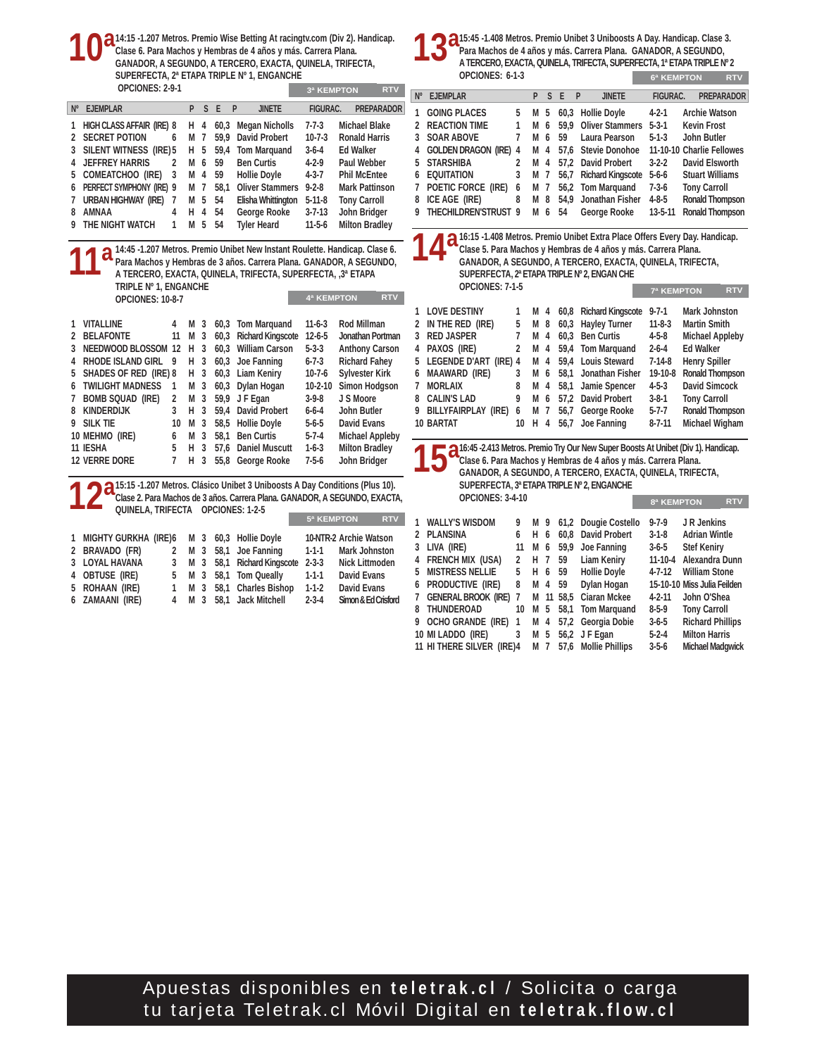## 10ª 14:15 -1.207 Metros. Premio Wise Betting At racingtv.com (Div 2). Handicap.

Clase 6. Para Machos y Hembras de 4 años y más. Carrera Plana. GANADOR, A SEGUNDO, A TERCERO, EXACTA, QUINELA, TRIFECTA, SUPERFECTA, 2ª ETAPA TRIPLE Nº 1, ENGANCHE

OPCIONES: 2-9-1

3ª KEMPTON RTV

| Nº | EJEMPLAR | P | S | E | P | JINETE | FIGURAC. | PREPARADOR |
|---|---|---|---|---|---|---|---|---|
| 1 | HIGH CLASS AFFAIR (IRE) | 8 | H | 4 | 60,3 | Megan Nicholls | 7-7-3 | Michael Blake |
| 2 | SECRET POTION | 6 | M | 7 | 59,9 | David Probert | 10-7-3 | Ronald Harris |
| 3 | SILENT WITNESS (IRE) | 5 | H | 5 | 59,4 | Tom Marquand | 3-6-4 | Ed Walker |
| 4 | JEFFREY HARRIS | 2 | M | 6 | 59 | Ben Curtis | 4-2-9 | Paul Webber |
| 5 | COMEATCHOO (IRE) | 3 | M | 4 | 59 | Hollie Doyle | 4-3-7 | Phil McEntee |
| 6 | PERFECT SYMPHONY (IRE) | 9 | M | 7 | 58,1 | Oliver Stammers | 9-2-8 | Mark Pattinson |
| 7 | URBAN HIGHWAY (IRE) | 7 | M | 5 | 54 | Elisha Whittington | 5-11-8 | Tony Carroll |
| 8 | AMNAA | 4 | H | 4 | 54 | George Rooke | 3-7-13 | John Bridger |
| 9 | THE NIGHT WATCH | 1 | M | 5 | 54 | Tyler Heard | 11-5-6 | Milton Bradley |

## 11ª 14:45 -1.207 Metros. Premio Unibet New Instant Roulette. Handicap. Clase 6.

Para Machos y Hembras de 3 años. Carrera Plana. GANADOR, A SEGUNDO, A TERCERO, EXACTA, QUINELA, TRIFECTA, SUPERFECTA, ,3ª ETAPA TRIPLE Nº 1, ENGANCHE

OPCIONES: 10-8-7

4ª KEMPTON RTV

| Nº | EJEMPLAR | P | S | E | P | JINETE | FIGURAC. | PREPARADOR |
|---|---|---|---|---|---|---|---|---|
| 1 | VITALLINE | 4 | M | 3 | 60,3 | Tom Marquand | 11-6-3 | Rod Millman |
| 2 | BELAFONTE | 11 | M | 3 | 60,3 | Richard Kingscote | 12-6-5 | Jonathan Portman |
| 3 | NEEDWOOD BLOSSOM | 12 | H | 3 | 60,3 | William Carson | 5-3-3 | Anthony Carson |
| 4 | RHODE ISLAND GIRL | 9 | H | 3 | 60,3 | Joe Fanning | 6-7-3 | Richard Fahey |
| 5 | SHADES OF RED (IRE) | 8 | H | 3 | 60,3 | Liam Keniry | 10-7-6 | Sylvester Kirk |
| 6 | TWILIGHT MADNESS | 1 | M | 3 | 60,3 | Dylan Hogan | 10-2-10 | Simon Hodgson |
| 7 | BOMB SQUAD (IRE) | 2 | M | 3 | 59,9 | J F Egan | 3-9-8 | J S Moore |
| 8 | KINDERDIJK | 3 | H | 3 | 59,4 | David Probert | 6-6-4 | John Butler |
| 9 | SILK TIE | 10 | M | 3 | 58,5 | Hollie Doyle | 5-6-5 | David Evans |
| 10 | MEHMO (IRE) | 6 | M | 3 | 58,1 | Ben Curtis | 5-7-4 | Michael Appleby |
| 11 | IESHA | 5 | H | 3 | 57,6 | Daniel Muscutt | 1-6-3 | Milton Bradley |
| 12 | VERRE DORE | 7 | H | 3 | 55,8 | George Rooke | 7-5-6 | John Bridger |

## 12ª 15:15 -1.207 Metros. Clásico Unibet 3 Uniboosts A Day Conditions (Plus 10).

Clase 2. Para Machos de 3 años. Carrera Plana. GANADOR, A SEGUNDO, EXACTA, QUINELA, TRIFECTA

OPCIONES: 1-2-5

5ª KEMPTON RTV

| Nº | EJEMPLAR | P | S | E | P | JINETE | FIGURAC. | PREPARADOR |
|---|---|---|---|---|---|---|---|---|
| 1 | MIGHTY GURKHA (IRE) | 6 | M | 3 | 60,3 | Hollie Doyle | 10-NTR-2 | Archie Watson |
| 2 | BRAVADO (FR) | 2 | M | 3 | 58,1 | Joe Fanning | 1-1-1 | Mark Johnston |
| 3 | LOYAL HAVANA | 3 | M | 3 | 58,1 | Richard Kingscote | 2-3-3 | Nick Littmoden |
| 4 | OBTUSE (IRE) | 5 | M | 3 | 58,1 | Tom Queally | 1-1-1 | David Evans |
| 5 | ROHAAN (IRE) | 1 | M | 3 | 58,1 | Charles Bishop | 1-1-2 | David Evans |
| 6 | ZAMAANI (IRE) | 4 | M | 3 | 58,1 | Jack Mitchell | 2-3-4 | Simon & Ed Crisford |

## 13ª 15:45 -1.408 Metros. Premio Unibet 3 Uniboosts A Day. Handicap. Clase 3.

Para Machos de 4 años y más. Carrera Plana. GANADOR, A SEGUNDO, A TERCERO, EXACTA, QUINELA, TRIFECTA, SUPERFECTA, 1ª ETAPA TRIPLE Nº 2

OPCIONES: 6-1-3

6ª KEMPTON RTV

| Nº | EJEMPLAR | P | S | E | P | JINETE | FIGURAC. | PREPARADOR |
|---|---|---|---|---|---|---|---|---|
| 1 | GOING PLACES | 5 | M | 5 | 60,3 | Hollie Doyle | 4-2-1 | Archie Watson |
| 2 | REACTION TIME | 1 | M | 6 | 59,9 | Oliver Stammers | 5-3-1 | Kevin Frost |
| 3 | SOAR ABOVE | 7 | M | 6 | 59 | Laura Pearson | 5-1-3 | John Butler |
| 4 | GOLDEN DRAGON (IRE) | 4 | M | 4 | 57,6 | Stevie Donohoe | 11-10-10 | Charlie Fellowes |
| 5 | STARSHIBA | 2 | M | 4 | 57,2 | David Probert | 3-2-2 | David Elsworth |
| 6 | EQUITATION | 3 | M | 7 | 56,7 | Richard Kingscote | 5-6-6 | Stuart Williams |
| 7 | POETIC FORCE (IRE) | 6 | M | 7 | 56,2 | Tom Marquand | 7-3-6 | Tony Carroll |
| 8 | ICE AGE (IRE) | 8 | M | 8 | 54,9 | Jonathan Fisher | 4-8-5 | Ronald Thompson |
| 9 | THECHILDREN'STRUST | 9 | M | 6 | 54 | George Rooke | 13-5-11 | Ronald Thompson |

## 14ª 16:15 -1.408 Metros. Premio Unibet Extra Place Offers Every Day. Handicap.

Clase 5. Para Machos y Hembras de 4 años y más. Carrera Plana. GANADOR, A SEGUNDO, A TERCERO, EXACTA, QUINELA, TRIFECTA, SUPERFECTA, 2ª ETAPA TRIPLE Nº 2, ENGANCHE

OPCIONES: 7-1-5

7ª KEMPTON RTV

| Nº | EJEMPLAR | P | S | E | P | JINETE | FIGURAC. | PREPARADOR |
|---|---|---|---|---|---|---|---|---|
| 1 | LOVE DESTINY | 1 | M | 4 | 60,8 | Richard Kingscote | 9-7-1 | Mark Johnston |
| 2 | IN THE RED (IRE) | 5 | M | 8 | 60,3 | Hayley Turner | 11-8-3 | Martin Smith |
| 3 | RED JASPER | 7 | M | 4 | 60,3 | Ben Curtis | 4-5-8 | Michael Appleby |
| 4 | PAXOS (IRE) | 2 | M | 4 | 59,4 | Tom Marquand | 2-6-4 | Ed Walker |
| 5 | LEGENDE D'ART (IRE) | 4 | M | 4 | 59,4 | Louis Steward | 7-14-8 | Henry Spiller |
| 6 | MAAWARD (IRE) | 3 | M | 6 | 58,1 | Jonathan Fisher | 19-10-8 | Ronald Thompson |
| 7 | MORLAIX | 8 | M | 4 | 58,1 | Jamie Spencer | 4-5-3 | David Simcock |
| 8 | CALIN'S LAD | 9 | M | 6 | 57,2 | David Probert | 3-8-1 | Tony Carroll |
| 9 | BILLYFAIRPLAY (IRE) | 6 | M | 7 | 56,7 | George Rooke | 5-7-7 | Ronald Thompson |
| 10 | BARTAT | 10 | H | 4 | 56,7 | Joe Fanning | 8-7-11 | Michael Wigham |

## 15ª 16:45 -2.413 Metros. Premio Try Our New Super Boosts At Unibet (Div 1). Handicap.

Clase 6. Para Machos y Hembras de 4 años y más. Carrera Plana. GANADOR, A SEGUNDO, A TERCERO, EXACTA, QUINELA, TRIFECTA, SUPERFECTA, 3ª ETAPA TRIPLE Nº 2, ENGANCHE

OPCIONES: 3-4-10

8ª KEMPTON RTV

| Nº | EJEMPLAR | P | S | E | P | JINETE | FIGURAC. | PREPARADOR |
|---|---|---|---|---|---|---|---|---|
| 1 | WALLY'S WISDOM | 9 | M | 9 | 61,2 | Dougie Costello | 9-7-9 | J R Jenkins |
| 2 | PLANSINA | 6 | H | 6 | 60,8 | David Probert | 3-1-8 | Adrian Wintle |
| 3 | LIVA (IRE) | 11 | M | 6 | 59,9 | Joe Fanning | 3-6-5 | Stef Keniry |
| 4 | FRENCH MIX (USA) | 2 | H | 7 | 59 | Liam Keniry | 11-10-4 | Alexandra Dunn |
| 5 | MISTRESS NELLIE | 5 | H | 6 | 59 | Hollie Doyle | 4-7-12 | William Stone |
| 6 | PRODUCTIVE (IRE) | 8 | M | 4 | 59 | Dylan Hogan | 15-10-10 | Miss Julia Feilden |
| 7 | GENERAL BROOK (IRE) | 7 | M | 11 | 58,5 | Ciaran Mckee | 4-2-11 | John O'Shea |
| 8 | THUNDEROAD | 10 | M | 5 | 58,1 | Tom Marquand | 8-5-9 | Tony Carroll |
| 9 | OCHO GRANDE (IRE) | 1 | M | 4 | 57,2 | Georgia Dobie | 3-6-5 | Richard Phillips |
| 10 | MI LADDO (IRE) | 3 | M | 5 | 56,2 | J F Egan | 5-2-4 | Milton Harris |
| 11 | HI THERE SILVER (IRE) | 4 | M | 7 | 57,6 | Mollie Phillips | 3-5-6 | Michael Madgwick |

Apuestas disponibles en **teletrak.cl** / Solicita o carga tu tarjeta Teletrak.cl Móvil Digital en **teletrak.flow.cl**